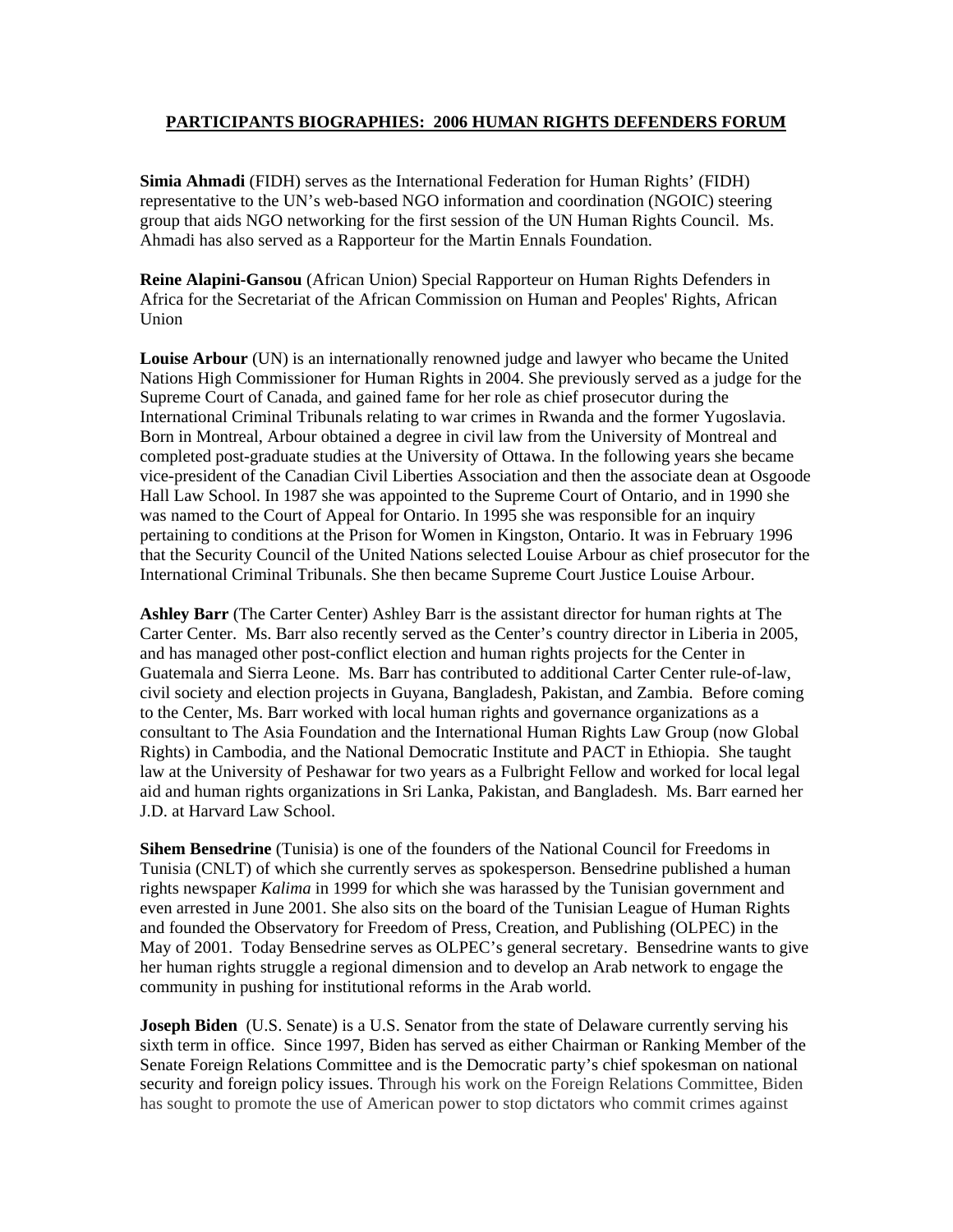**PARTICIPANTS BIOGRAPHIES: 2006 HUMAN RIGHTS DEFENDERS FORUM**

**Simia Ahmadi** (FIDH) serves as the International Federation for Human Rights' (FIDH) representative to the UN's web-based NGO information and coordination (NGOIC) steering group that aids NGO networking for the first session of the UN Human Rights Council. Ms. Ahmadi has also served as a Rapporteur for the Martin Ennals Foundation.

**Reine Alapini-Gansou** (African Union) Special Rapporteur on Human Rights Defenders in Africa for the Secretariat of the African Commission on Human and Peoples' Rights, African Union

**Louise Arbour** (UN) is an internationally renowned judge and lawyer who became the United Nations High Commissioner for Human Rights in 2004. She previously served as a judge for the Supreme Court of Canada, and gained fame for her role as chief prosecutor during the International Criminal Tribunals relating to war crimes in Rwanda and the former Yugoslavia. Born in Montreal, Arbour obtained a degree in civil law from the University of Montreal and completed post-graduate studies at the University of Ottawa. In the following years she became vice-president of the Canadian Civil Liberties Association and then the associate dean at Osgoode Hall Law School. In 1987 she was appointed to the Supreme Court of Ontario, and in 1990 she was named to the Court of Appeal for Ontario. In 1995 she was responsible for an inquiry pertaining to conditions at the Prison for Women in Kingston, Ontario. It was in February 1996 that the Security Council of the United Nations selected Louise Arbour as chief prosecutor for the International Criminal Tribunals. She then became Supreme Court Justice Louise Arbour.

**Ashley Barr** (The Carter Center) Ashley Barr is the assistant director for human rights at The Carter Center. Ms. Barr also recently served as the Center's country director in Liberia in 2005, and has managed other post-conflict election and human rights projects for the Center in Guatemala and Sierra Leone. Ms. Barr has contributed to additional Carter Center rule-of-law, civil society and election projects in Guyana, Bangladesh, Pakistan, and Zambia. Before coming to the Center, Ms. Barr worked with local human rights and governance organizations as a consultant to The Asia Foundation and the International Human Rights Law Group (now Global Rights) in Cambodia, and the National Democratic Institute and PACT in Ethiopia. She taught law at the University of Peshawar for two years as a Fulbright Fellow and worked for local legal aid and human rights organizations in Sri Lanka, Pakistan, and Bangladesh. Ms. Barr earned her J.D. at Harvard Law School.

**Sihem Bensedrine** (Tunisia) is one of the founders of the National Council for Freedoms in Tunisia (CNLT) of which she currently serves as spokesperson. Bensedrine published a human rights newspaper *Kalima* in 1999 for which she was harassed by the Tunisian government and even arrested in June 2001. She also sits on the board of the Tunisian League of Human Rights and founded the Observatory for Freedom of Press, Creation, and Publishing (OLPEC) in the May of 2001. Today Bensedrine serves as OLPEC's general secretary. Bensedrine wants to give her human rights struggle a regional dimension and to develop an Arab network to engage the community in pushing for institutional reforms in the Arab world.

**Joseph Biden** (U.S. Senate) is a U.S. Senator from the state of Delaware currently serving his sixth term in office. Since 1997, Biden has served as either Chairman or Ranking Member of the Senate Foreign Relations Committee and is the Democratic party's chief spokesman on national security and foreign policy issues. Through his work on the Foreign Relations Committee, Biden has sought to promote the use of American power to stop dictators who commit crimes against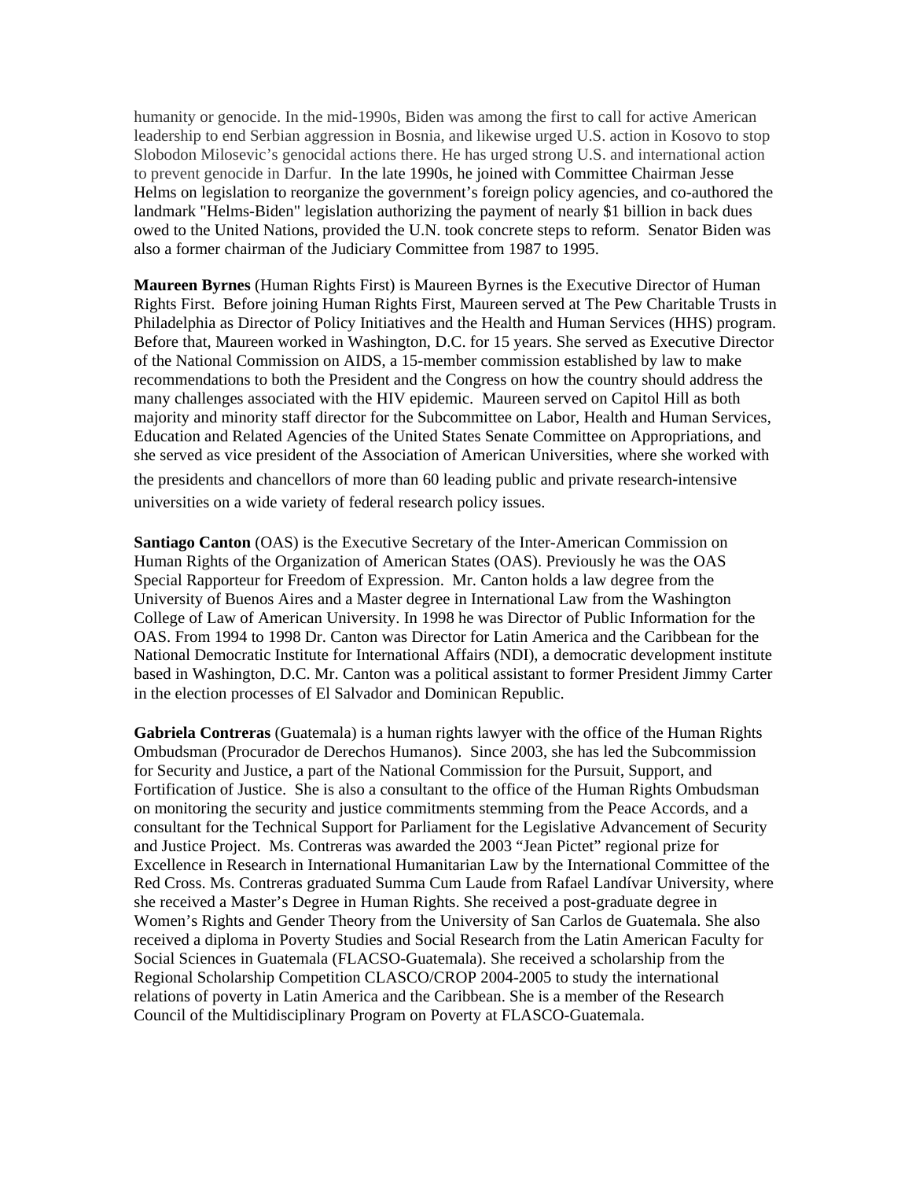humanity or genocide. In the mid-1990s, Biden was among the first to call for active American leadership to end Serbian aggression in Bosnia, and likewise urged U.S. action in Kosovo to stop Slobodon Milosevic's genocidal actions there. He has urged strong U.S. and international action to prevent genocide in Darfur. In the late 1990s, he joined with Committee Chairman Jesse Helms on legislation to reorganize the government's foreign policy agencies, and co-authored the landmark "Helms-Biden" legislation authorizing the payment of nearly $1 billion in back dues owed to the United Nations, provided the U.N. took concrete steps to reform. Senator Biden was also a former chairman of the Judiciary Committee from 1987 to 1995.

**Maureen Byrnes** (Human Rights First) is Maureen Byrnes is the Executive Director of Human Rights First. Before joining Human Rights First, Maureen served at The Pew Charitable Trusts in Philadelphia as Director of Policy Initiatives and the Health and Human Services (HHS) program. Before that, Maureen worked in Washington, D.C. for 15 years. She served as Executive Director of the National Commission on AIDS, a 15-member commission established by law to make recommendations to both the President and the Congress on how the country should address the many challenges associated with the HIV epidemic. Maureen served on Capitol Hill as both majority and minority staff director for the Subcommittee on Labor, Health and Human Services, Education and Related Agencies of the United States Senate Committee on Appropriations, and she served as vice president of the Association of American Universities, where she worked with the presidents and chancellors of more than 60 leading public and private research-intensive universities on a wide variety of federal research policy issues.

**Santiago Canton** (OAS) is the Executive Secretary of the Inter-American Commission on Human Rights of the Organization of American States (OAS). Previously he was the OAS Special Rapporteur for Freedom of Expression. Mr. Canton holds a law degree from the University of Buenos Aires and a Master degree in International Law from the Washington College of Law of American University. In 1998 he was Director of Public Information for the OAS. From 1994 to 1998 Dr. Canton was Director for Latin America and the Caribbean for the National Democratic Institute for International Affairs (NDI), a democratic development institute based in Washington, D.C. Mr. Canton was a political assistant to former President Jimmy Carter in the election processes of El Salvador and Dominican Republic.

**Gabriela Contreras** (Guatemala) is a human rights lawyer with the office of the Human Rights Ombudsman (Procurador de Derechos Humanos). Since 2003, she has led the Subcommission for Security and Justice, a part of the National Commission for the Pursuit, Support, and Fortification of Justice. She is also a consultant to the office of the Human Rights Ombudsman on monitoring the security and justice commitments stemming from the Peace Accords, and a consultant for the Technical Support for Parliament for the Legislative Advancement of Security and Justice Project. Ms. Contreras was awarded the 2003 "Jean Pictet" regional prize for Excellence in Research in International Humanitarian Law by the International Committee of the Red Cross. Ms. Contreras graduated Summa Cum Laude from Rafael Landívar University, where she received a Master's Degree in Human Rights. She received a post-graduate degree in Women's Rights and Gender Theory from the University of San Carlos de Guatemala. She also received a diploma in Poverty Studies and Social Research from the Latin American Faculty for Social Sciences in Guatemala (FLACSO-Guatemala). She received a scholarship from the Regional Scholarship Competition CLASCO/CROP 2004-2005 to study the international relations of poverty in Latin America and the Caribbean. She is a member of the Research Council of the Multidisciplinary Program on Poverty at FLASCO-Guatemala.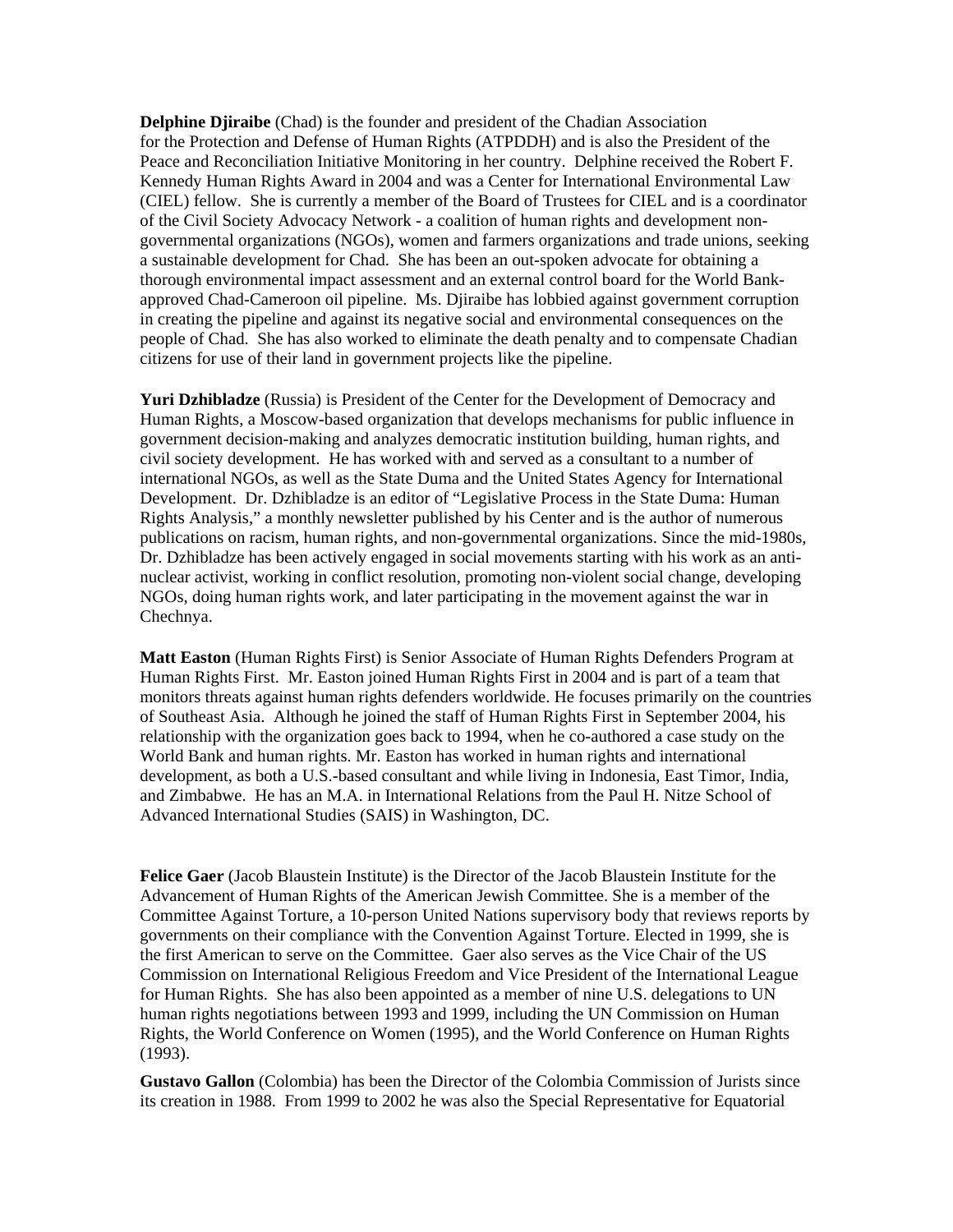**Delphine Djiraibe** (Chad) is the founder and president of the Chadian Association for the Protection and Defense of Human Rights (ATPDDH) and is also the President of the Peace and Reconciliation Initiative Monitoring in her country. Delphine received the Robert F. Kennedy Human Rights Award in 2004 and was a Center for International Environmental Law (CIEL) fellow. She is currently a member of the Board of Trustees for CIEL and is a coordinator of the Civil Society Advocacy Network - a coalition of human rights and development non-governmental organizations (NGOs), women and farmers organizations and trade unions, seeking a sustainable development for Chad. She has been an out-spoken advocate for obtaining a thorough environmental impact assessment and an external control board for the World Bank-approved Chad-Cameroon oil pipeline. Ms. Djiraibe has lobbied against government corruption in creating the pipeline and against its negative social and environmental consequences on the people of Chad. She has also worked to eliminate the death penalty and to compensate Chadian citizens for use of their land in government projects like the pipeline.

**Yuri Dzhibladze** (Russia) is President of the Center for the Development of Democracy and Human Rights, a Moscow-based organization that develops mechanisms for public influence in government decision-making and analyzes democratic institution building, human rights, and civil society development. He has worked with and served as a consultant to a number of international NGOs, as well as the State Duma and the United States Agency for International Development. Dr. Dzhibladze is an editor of "Legislative Process in the State Duma: Human Rights Analysis," a monthly newsletter published by his Center and is the author of numerous publications on racism, human rights, and non-governmental organizations. Since the mid-1980s, Dr. Dzhibladze has been actively engaged in social movements starting with his work as an anti-nuclear activist, working in conflict resolution, promoting non-violent social change, developing NGOs, doing human rights work, and later participating in the movement against the war in Chechnya.

**Matt Easton** (Human Rights First) is Senior Associate of Human Rights Defenders Program at Human Rights First. Mr. Easton joined Human Rights First in 2004 and is part of a team that monitors threats against human rights defenders worldwide. He focuses primarily on the countries of Southeast Asia. Although he joined the staff of Human Rights First in September 2004, his relationship with the organization goes back to 1994, when he co-authored a case study on the World Bank and human rights. Mr. Easton has worked in human rights and international development, as both a U.S.-based consultant and while living in Indonesia, East Timor, India, and Zimbabwe. He has an M.A. in International Relations from the Paul H. Nitze School of Advanced International Studies (SAIS) in Washington, DC.

**Felice Gaer** (Jacob Blaustein Institute) is the Director of the Jacob Blaustein Institute for the Advancement of Human Rights of the American Jewish Committee. She is a member of the Committee Against Torture, a 10-person United Nations supervisory body that reviews reports by governments on their compliance with the Convention Against Torture. Elected in 1999, she is the first American to serve on the Committee. Gaer also serves as the Vice Chair of the US Commission on International Religious Freedom and Vice President of the International League for Human Rights. She has also been appointed as a member of nine U.S. delegations to UN human rights negotiations between 1993 and 1999, including the UN Commission on Human Rights, the World Conference on Women (1995), and the World Conference on Human Rights (1993).

**Gustavo Gallon** (Colombia) has been the Director of the Colombia Commission of Jurists since its creation in 1988. From 1999 to 2002 he was also the Special Representative for Equatorial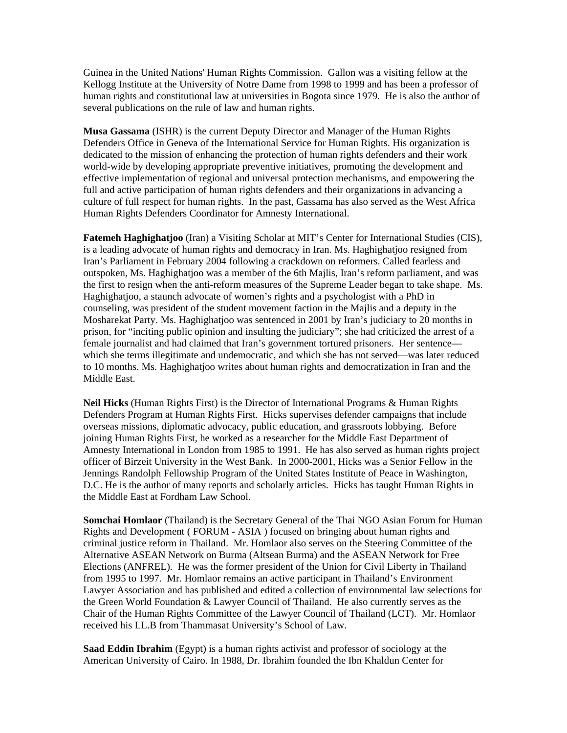Guinea in the United Nations' Human Rights Commission. Gallon was a visiting fellow at the Kellogg Institute at the University of Notre Dame from 1998 to 1999 and has been a professor of human rights and constitutional law at universities in Bogota since 1979. He is also the author of several publications on the rule of law and human rights.

**Musa Gassama** (ISHR) is the current Deputy Director and Manager of the Human Rights Defenders Office in Geneva of the International Service for Human Rights. His organization is dedicated to the mission of enhancing the protection of human rights defenders and their work world-wide by developing appropriate preventive initiatives, promoting the development and effective implementation of regional and universal protection mechanisms, and empowering the full and active participation of human rights defenders and their organizations in advancing a culture of full respect for human rights. In the past, Gassama has also served as the West Africa Human Rights Defenders Coordinator for Amnesty International.

**Fatemeh Haghighatjoo** (Iran) a Visiting Scholar at MIT's Center for International Studies (CIS), is a leading advocate of human rights and democracy in Iran. Ms. Haghighatjoo resigned from Iran's Parliament in February 2004 following a crackdown on reformers. Called fearless and outspoken, Ms. Haghighatjoo was a member of the 6th Majlis, Iran's reform parliament, and was the first to resign when the anti-reform measures of the Supreme Leader began to take shape. Ms. Haghighatjoo, a staunch advocate of women's rights and a psychologist with a PhD in counseling, was president of the student movement faction in the Majlis and a deputy in the Mosharekat Party. Ms. Haghighatjoo was sentenced in 2001 by Iran's judiciary to 20 months in prison, for "inciting public opinion and insulting the judiciary"; she had criticized the arrest of a female journalist and had claimed that Iran's government tortured prisoners. Her sentence—which she terms illegitimate and undemocratic, and which she has not served—was later reduced to 10 months. Ms. Haghighatjoo writes about human rights and democratization in Iran and the Middle East.

**Neil Hicks** (Human Rights First) is the Director of International Programs & Human Rights Defenders Program at Human Rights First. Hicks supervises defender campaigns that include overseas missions, diplomatic advocacy, public education, and grassroots lobbying. Before joining Human Rights First, he worked as a researcher for the Middle East Department of Amnesty International in London from 1985 to 1991. He has also served as human rights project officer of Birzeit University in the West Bank. In 2000-2001, Hicks was a Senior Fellow in the Jennings Randolph Fellowship Program of the United States Institute of Peace in Washington, D.C. He is the author of many reports and scholarly articles. Hicks has taught Human Rights in the Middle East at Fordham Law School.

**Somchai Homlaor** (Thailand) is the Secretary General of the Thai NGO Asian Forum for Human Rights and Development ( FORUM - ASIA ) focused on bringing about human rights and criminal justice reform in Thailand. Mr. Homlaor also serves on the Steering Committee of the Alternative ASEAN Network on Burma (Altsean Burma) and the ASEAN Network for Free Elections (ANFREL). He was the former president of the Union for Civil Liberty in Thailand from 1995 to 1997. Mr. Homlaor remains an active participant in Thailand's Environment Lawyer Association and has published and edited a collection of environmental law selections for the Green World Foundation & Lawyer Council of Thailand. He also currently serves as the Chair of the Human Rights Committee of the Lawyer Council of Thailand (LCT). Mr. Homlaor received his LL.B from Thammasat University's School of Law.

**Saad Eddin Ibrahim** (Egypt) is a human rights activist and professor of sociology at the American University of Cairo. In 1988, Dr. Ibrahim founded the Ibn Khaldun Center for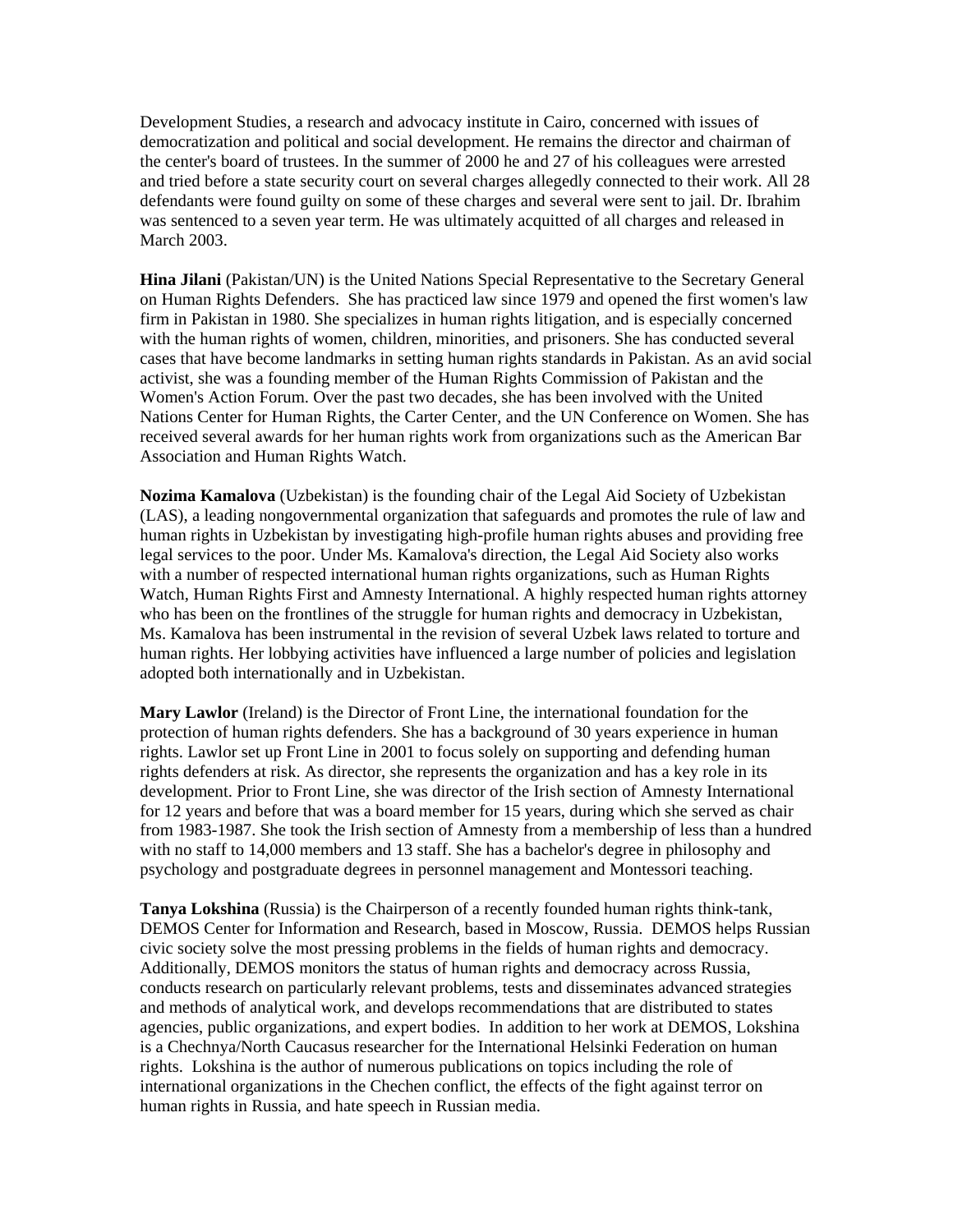Development Studies, a research and advocacy institute in Cairo, concerned with issues of democratization and political and social development. He remains the director and chairman of the center's board of trustees. In the summer of 2000 he and 27 of his colleagues were arrested and tried before a state security court on several charges allegedly connected to their work. All 28 defendants were found guilty on some of these charges and several were sent to jail. Dr. Ibrahim was sentenced to a seven year term. He was ultimately acquitted of all charges and released in March 2003.

**Hina Jilani** (Pakistan/UN) is the United Nations Special Representative to the Secretary General on Human Rights Defenders. She has practiced law since 1979 and opened the first women's law firm in Pakistan in 1980. She specializes in human rights litigation, and is especially concerned with the human rights of women, children, minorities, and prisoners. She has conducted several cases that have become landmarks in setting human rights standards in Pakistan. As an avid social activist, she was a founding member of the Human Rights Commission of Pakistan and the Women's Action Forum. Over the past two decades, she has been involved with the United Nations Center for Human Rights, the Carter Center, and the UN Conference on Women. She has received several awards for her human rights work from organizations such as the American Bar Association and Human Rights Watch.

**Nozima Kamalova** (Uzbekistan) is the founding chair of the Legal Aid Society of Uzbekistan (LAS), a leading nongovernmental organization that safeguards and promotes the rule of law and human rights in Uzbekistan by investigating high-profile human rights abuses and providing free legal services to the poor. Under Ms. Kamalova's direction, the Legal Aid Society also works with a number of respected international human rights organizations, such as Human Rights Watch, Human Rights First and Amnesty International. A highly respected human rights attorney who has been on the frontlines of the struggle for human rights and democracy in Uzbekistan, Ms. Kamalova has been instrumental in the revision of several Uzbek laws related to torture and human rights. Her lobbying activities have influenced a large number of policies and legislation adopted both internationally and in Uzbekistan.

**Mary Lawlor** (Ireland) is the Director of Front Line, the international foundation for the protection of human rights defenders. She has a background of 30 years experience in human rights. Lawlor set up Front Line in 2001 to focus solely on supporting and defending human rights defenders at risk. As director, she represents the organization and has a key role in its development. Prior to Front Line, she was director of the Irish section of Amnesty International for 12 years and before that was a board member for 15 years, during which she served as chair from 1983-1987. She took the Irish section of Amnesty from a membership of less than a hundred with no staff to 14,000 members and 13 staff. She has a bachelor's degree in philosophy and psychology and postgraduate degrees in personnel management and Montessori teaching.

**Tanya Lokshina** (Russia) is the Chairperson of a recently founded human rights think-tank, DEMOS Center for Information and Research, based in Moscow, Russia. DEMOS helps Russian civic society solve the most pressing problems in the fields of human rights and democracy. Additionally, DEMOS monitors the status of human rights and democracy across Russia, conducts research on particularly relevant problems, tests and disseminates advanced strategies and methods of analytical work, and develops recommendations that are distributed to states agencies, public organizations, and expert bodies. In addition to her work at DEMOS, Lokshina is a Chechnya/North Caucasus researcher for the International Helsinki Federation on human rights. Lokshina is the author of numerous publications on topics including the role of international organizations in the Chechen conflict, the effects of the fight against terror on human rights in Russia, and hate speech in Russian media.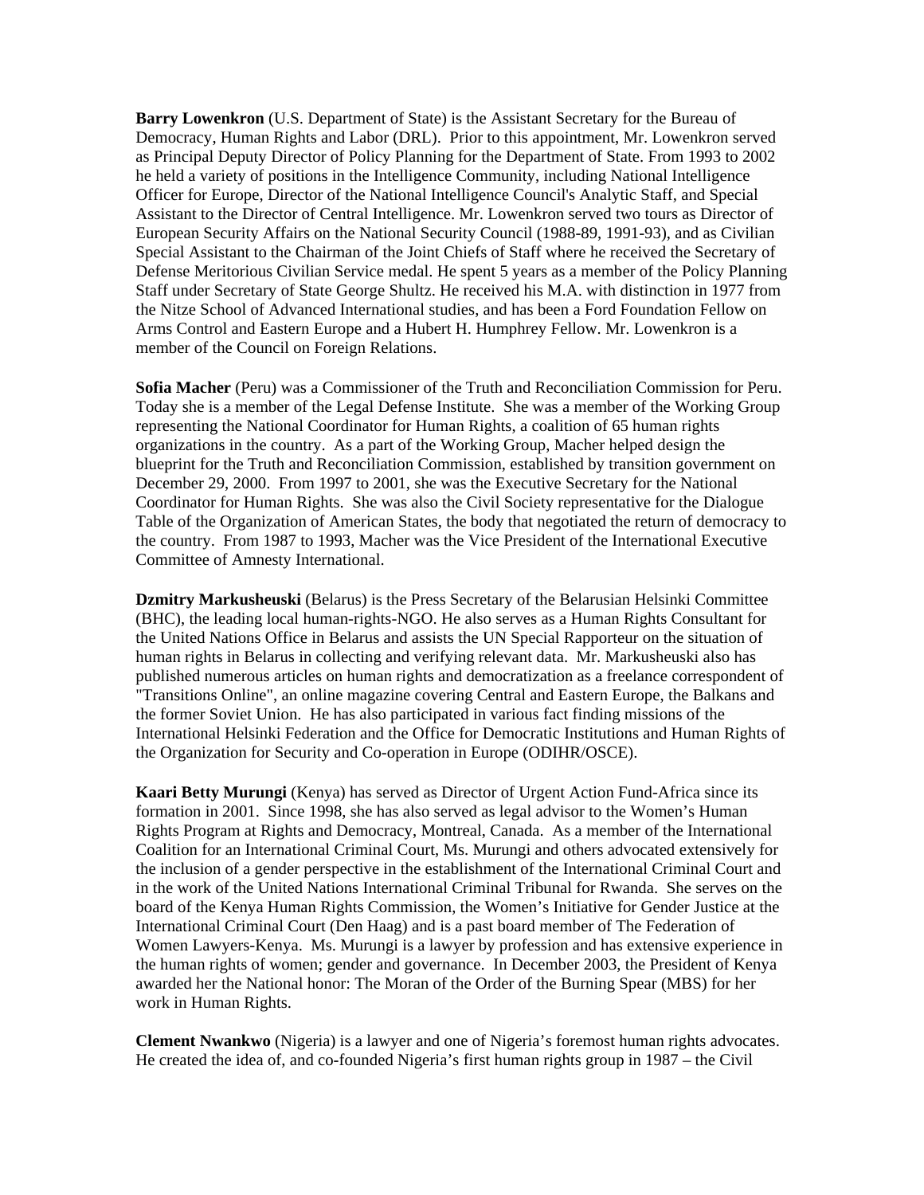**Barry Lowenkron** (U.S. Department of State) is the Assistant Secretary for the Bureau of Democracy, Human Rights and Labor (DRL). Prior to this appointment, Mr. Lowenkron served as Principal Deputy Director of Policy Planning for the Department of State. From 1993 to 2002 he held a variety of positions in the Intelligence Community, including National Intelligence Officer for Europe, Director of the National Intelligence Council's Analytic Staff, and Special Assistant to the Director of Central Intelligence. Mr. Lowenkron served two tours as Director of European Security Affairs on the National Security Council (1988-89, 1991-93), and as Civilian Special Assistant to the Chairman of the Joint Chiefs of Staff where he received the Secretary of Defense Meritorious Civilian Service medal. He spent 5 years as a member of the Policy Planning Staff under Secretary of State George Shultz. He received his M.A. with distinction in 1977 from the Nitze School of Advanced International studies, and has been a Ford Foundation Fellow on Arms Control and Eastern Europe and a Hubert H. Humphrey Fellow. Mr. Lowenkron is a member of the Council on Foreign Relations.

**Sofia Macher** (Peru) was a Commissioner of the Truth and Reconciliation Commission for Peru. Today she is a member of the Legal Defense Institute. She was a member of the Working Group representing the National Coordinator for Human Rights, a coalition of 65 human rights organizations in the country. As a part of the Working Group, Macher helped design the blueprint for the Truth and Reconciliation Commission, established by transition government on December 29, 2000. From 1997 to 2001, she was the Executive Secretary for the National Coordinator for Human Rights. She was also the Civil Society representative for the Dialogue Table of the Organization of American States, the body that negotiated the return of democracy to the country. From 1987 to 1993, Macher was the Vice President of the International Executive Committee of Amnesty International.

**Dzmitry Markusheuski** (Belarus) is the Press Secretary of the Belarusian Helsinki Committee (BHC), the leading local human-rights-NGO. He also serves as a Human Rights Consultant for the United Nations Office in Belarus and assists the UN Special Rapporteur on the situation of human rights in Belarus in collecting and verifying relevant data. Mr. Markusheuski also has published numerous articles on human rights and democratization as a freelance correspondent of "Transitions Online", an online magazine covering Central and Eastern Europe, the Balkans and the former Soviet Union. He has also participated in various fact finding missions of the International Helsinki Federation and the Office for Democratic Institutions and Human Rights of the Organization for Security and Co-operation in Europe (ODIHR/OSCE).

**Kaari Betty Murungi** (Kenya) has served as Director of Urgent Action Fund-Africa since its formation in 2001. Since 1998, she has also served as legal advisor to the Women's Human Rights Program at Rights and Democracy, Montreal, Canada. As a member of the International Coalition for an International Criminal Court, Ms. Murungi and others advocated extensively for the inclusion of a gender perspective in the establishment of the International Criminal Court and in the work of the United Nations International Criminal Tribunal for Rwanda. She serves on the board of the Kenya Human Rights Commission, the Women's Initiative for Gender Justice at the International Criminal Court (Den Haag) and is a past board member of The Federation of Women Lawyers-Kenya. Ms. Murungi is a lawyer by profession and has extensive experience in the human rights of women; gender and governance. In December 2003, the President of Kenya awarded her the National honor: The Moran of the Order of the Burning Spear (MBS) for her work in Human Rights.

**Clement Nwankwo** (Nigeria) is a lawyer and one of Nigeria's foremost human rights advocates. He created the idea of, and co-founded Nigeria's first human rights group in 1987 – the Civil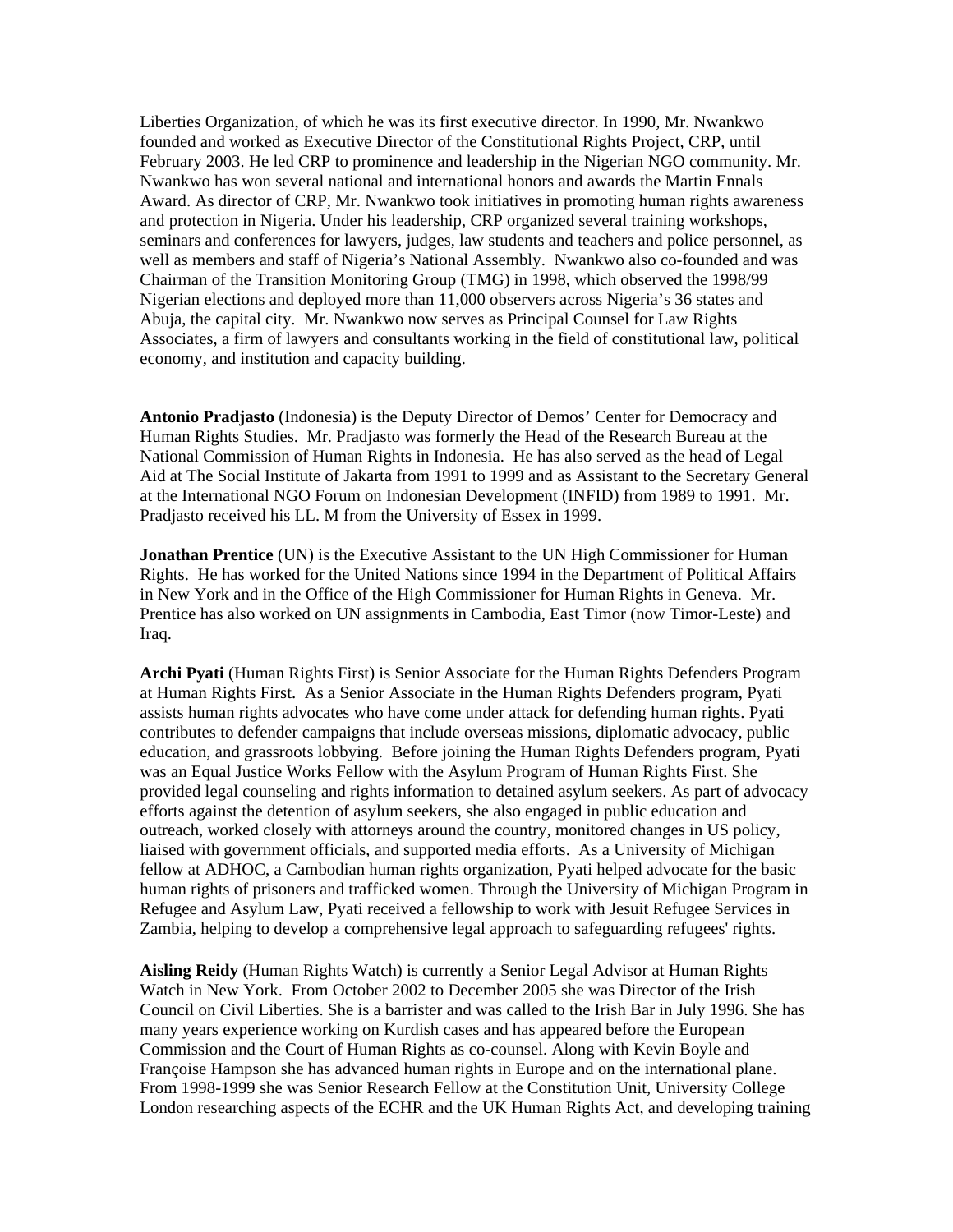Liberties Organization, of which he was its first executive director. In 1990, Mr. Nwankwo founded and worked as Executive Director of the Constitutional Rights Project, CRP, until February 2003. He led CRP to prominence and leadership in the Nigerian NGO community. Mr. Nwankwo has won several national and international honors and awards the Martin Ennals Award. As director of CRP, Mr. Nwankwo took initiatives in promoting human rights awareness and protection in Nigeria. Under his leadership, CRP organized several training workshops, seminars and conferences for lawyers, judges, law students and teachers and police personnel, as well as members and staff of Nigeria's National Assembly. Nwankwo also co-founded and was Chairman of the Transition Monitoring Group (TMG) in 1998, which observed the 1998/99 Nigerian elections and deployed more than 11,000 observers across Nigeria's 36 states and Abuja, the capital city. Mr. Nwankwo now serves as Principal Counsel for Law Rights Associates, a firm of lawyers and consultants working in the field of constitutional law, political economy, and institution and capacity building.

**Antonio Pradjasto** (Indonesia) is the Deputy Director of Demos' Center for Democracy and Human Rights Studies. Mr. Pradjasto was formerly the Head of the Research Bureau at the National Commission of Human Rights in Indonesia. He has also served as the head of Legal Aid at The Social Institute of Jakarta from 1991 to 1999 and as Assistant to the Secretary General at the International NGO Forum on Indonesian Development (INFID) from 1989 to 1991. Mr. Pradjasto received his LL. M from the University of Essex in 1999.

**Jonathan Prentice** (UN) is the Executive Assistant to the UN High Commissioner for Human Rights. He has worked for the United Nations since 1994 in the Department of Political Affairs in New York and in the Office of the High Commissioner for Human Rights in Geneva. Mr. Prentice has also worked on UN assignments in Cambodia, East Timor (now Timor-Leste) and Iraq.

**Archi Pyati** (Human Rights First) is Senior Associate for the Human Rights Defenders Program at Human Rights First. As a Senior Associate in the Human Rights Defenders program, Pyati assists human rights advocates who have come under attack for defending human rights. Pyati contributes to defender campaigns that include overseas missions, diplomatic advocacy, public education, and grassroots lobbying. Before joining the Human Rights Defenders program, Pyati was an Equal Justice Works Fellow with the Asylum Program of Human Rights First. She provided legal counseling and rights information to detained asylum seekers. As part of advocacy efforts against the detention of asylum seekers, she also engaged in public education and outreach, worked closely with attorneys around the country, monitored changes in US policy, liaised with government officials, and supported media efforts. As a University of Michigan fellow at ADHOC, a Cambodian human rights organization, Pyati helped advocate for the basic human rights of prisoners and trafficked women. Through the University of Michigan Program in Refugee and Asylum Law, Pyati received a fellowship to work with Jesuit Refugee Services in Zambia, helping to develop a comprehensive legal approach to safeguarding refugees' rights.

**Aisling Reidy** (Human Rights Watch) is currently a Senior Legal Advisor at Human Rights Watch in New York. From October 2002 to December 2005 she was Director of the Irish Council on Civil Liberties. She is a barrister and was called to the Irish Bar in July 1996. She has many years experience working on Kurdish cases and has appeared before the European Commission and the Court of Human Rights as co-counsel. Along with Kevin Boyle and Françoise Hampson she has advanced human rights in Europe and on the international plane. From 1998-1999 she was Senior Research Fellow at the Constitution Unit, University College London researching aspects of the ECHR and the UK Human Rights Act, and developing training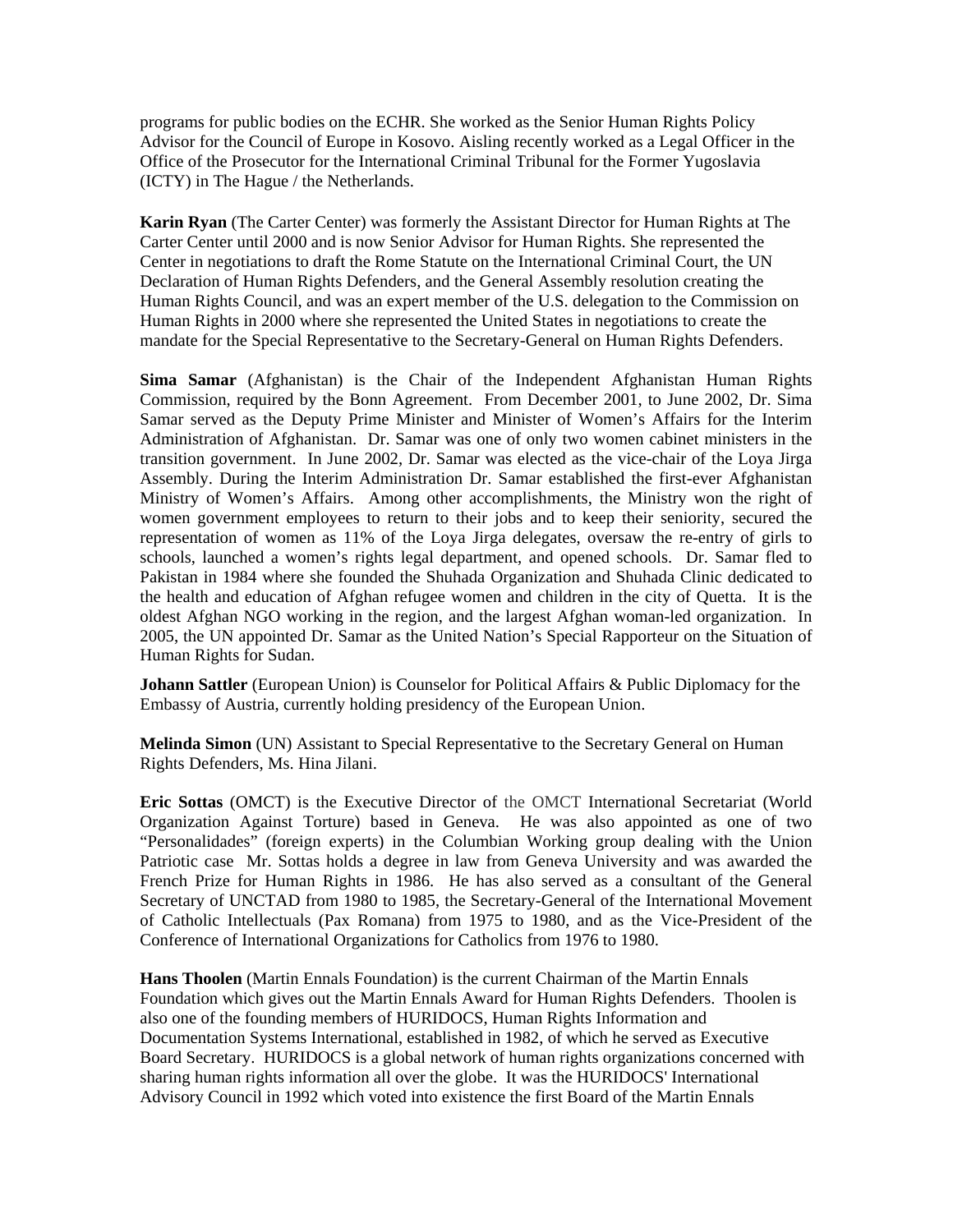programs for public bodies on the ECHR. She worked as the Senior Human Rights Policy Advisor for the Council of Europe in Kosovo. Aisling recently worked as a Legal Officer in the Office of the Prosecutor for the International Criminal Tribunal for the Former Yugoslavia (ICTY) in The Hague / the Netherlands.

**Karin Ryan** (The Carter Center) was formerly the Assistant Director for Human Rights at The Carter Center until 2000 and is now Senior Advisor for Human Rights. She represented the Center in negotiations to draft the Rome Statute on the International Criminal Court, the UN Declaration of Human Rights Defenders, and the General Assembly resolution creating the Human Rights Council, and was an expert member of the U.S. delegation to the Commission on Human Rights in 2000 where she represented the United States in negotiations to create the mandate for the Special Representative to the Secretary-General on Human Rights Defenders.

**Sima Samar** (Afghanistan) is the Chair of the Independent Afghanistan Human Rights Commission, required by the Bonn Agreement. From December 2001, to June 2002, Dr. Sima Samar served as the Deputy Prime Minister and Minister of Women's Affairs for the Interim Administration of Afghanistan. Dr. Samar was one of only two women cabinet ministers in the transition government. In June 2002, Dr. Samar was elected as the vice-chair of the Loya Jirga Assembly. During the Interim Administration Dr. Samar established the first-ever Afghanistan Ministry of Women's Affairs. Among other accomplishments, the Ministry won the right of women government employees to return to their jobs and to keep their seniority, secured the representation of women as 11% of the Loya Jirga delegates, oversaw the re-entry of girls to schools, launched a women's rights legal department, and opened schools. Dr. Samar fled to Pakistan in 1984 where she founded the Shuhada Organization and Shuhada Clinic dedicated to the health and education of Afghan refugee women and children in the city of Quetta. It is the oldest Afghan NGO working in the region, and the largest Afghan woman-led organization. In 2005, the UN appointed Dr. Samar as the United Nation's Special Rapporteur on the Situation of Human Rights for Sudan.

**Johann Sattler** (European Union) is Counselor for Political Affairs & Public Diplomacy for the Embassy of Austria, currently holding presidency of the European Union.

**Melinda Simon** (UN) Assistant to Special Representative to the Secretary General on Human Rights Defenders, Ms. Hina Jilani.

**Eric Sottas** (OMCT) is the Executive Director of the OMCT International Secretariat (World Organization Against Torture) based in Geneva. He was also appointed as one of two "Personalidades" (foreign experts) in the Columbian Working group dealing with the Union Patriotic case Mr. Sottas holds a degree in law from Geneva University and was awarded the French Prize for Human Rights in 1986. He has also served as a consultant of the General Secretary of UNCTAD from 1980 to 1985, the Secretary-General of the International Movement of Catholic Intellectuals (Pax Romana) from 1975 to 1980, and as the Vice-President of the Conference of International Organizations for Catholics from 1976 to 1980.

**Hans Thoolen** (Martin Ennals Foundation) is the current Chairman of the Martin Ennals Foundation which gives out the Martin Ennals Award for Human Rights Defenders. Thoolen is also one of the founding members of HURIDOCS, Human Rights Information and Documentation Systems International, established in 1982, of which he served as Executive Board Secretary. HURIDOCS is a global network of human rights organizations concerned with sharing human rights information all over the globe. It was the HURIDOCS' International Advisory Council in 1992 which voted into existence the first Board of the Martin Ennals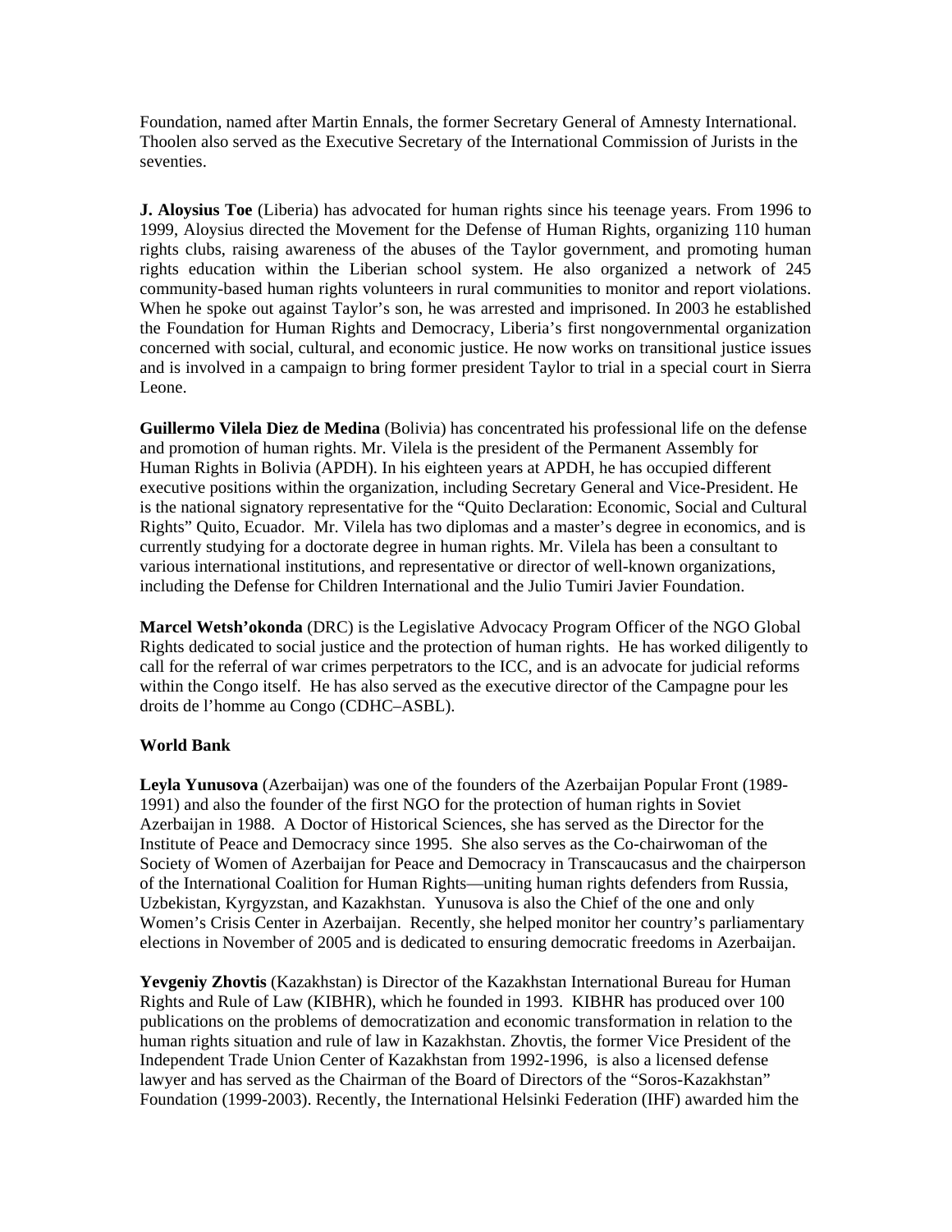Foundation, named after Martin Ennals, the former Secretary General of Amnesty International. Thoolen also served as the Executive Secretary of the International Commission of Jurists in the seventies.

**J. Aloysius Toe** (Liberia) has advocated for human rights since his teenage years. From 1996 to 1999, Aloysius directed the Movement for the Defense of Human Rights, organizing 110 human rights clubs, raising awareness of the abuses of the Taylor government, and promoting human rights education within the Liberian school system. He also organized a network of 245 community-based human rights volunteers in rural communities to monitor and report violations. When he spoke out against Taylor's son, he was arrested and imprisoned. In 2003 he established the Foundation for Human Rights and Democracy, Liberia's first nongovernmental organization concerned with social, cultural, and economic justice. He now works on transitional justice issues and is involved in a campaign to bring former president Taylor to trial in a special court in Sierra Leone.

**Guillermo Vilela Diez de Medina** (Bolivia) has concentrated his professional life on the defense and promotion of human rights. Mr. Vilela is the president of the Permanent Assembly for Human Rights in Bolivia (APDH). In his eighteen years at APDH, he has occupied different executive positions within the organization, including Secretary General and Vice-President. He is the national signatory representative for the "Quito Declaration: Economic, Social and Cultural Rights" Quito, Ecuador. Mr. Vilela has two diplomas and a master's degree in economics, and is currently studying for a doctorate degree in human rights. Mr. Vilela has been a consultant to various international institutions, and representative or director of well-known organizations, including the Defense for Children International and the Julio Tumiri Javier Foundation.

**Marcel Wetsh'okonda** (DRC) is the Legislative Advocacy Program Officer of the NGO Global Rights dedicated to social justice and the protection of human rights. He has worked diligently to call for the referral of war crimes perpetrators to the ICC, and is an advocate for judicial reforms within the Congo itself. He has also served as the executive director of the Campagne pour les droits de l'homme au Congo (CDHC–ASBL).

**World Bank**

**Leyla Yunusova** (Azerbaijan) was one of the founders of the Azerbaijan Popular Front (1989-1991) and also the founder of the first NGO for the protection of human rights in Soviet Azerbaijan in 1988. A Doctor of Historical Sciences, she has served as the Director for the Institute of Peace and Democracy since 1995. She also serves as the Co-chairwoman of the Society of Women of Azerbaijan for Peace and Democracy in Transcaucasus and the chairperson of the International Coalition for Human Rights—uniting human rights defenders from Russia, Uzbekistan, Kyrgyzstan, and Kazakhstan. Yunusova is also the Chief of the one and only Women's Crisis Center in Azerbaijan. Recently, she helped monitor her country's parliamentary elections in November of 2005 and is dedicated to ensuring democratic freedoms in Azerbaijan.

**Yevgeniy Zhovtis** (Kazakhstan) is Director of the Kazakhstan International Bureau for Human Rights and Rule of Law (KIBHR), which he founded in 1993. KIBHR has produced over 100 publications on the problems of democratization and economic transformation in relation to the human rights situation and rule of law in Kazakhstan. Zhovtis, the former Vice President of the Independent Trade Union Center of Kazakhstan from 1992-1996, is also a licensed defense lawyer and has served as the Chairman of the Board of Directors of the "Soros-Kazakhstan" Foundation (1999-2003). Recently, the International Helsinki Federation (IHF) awarded him the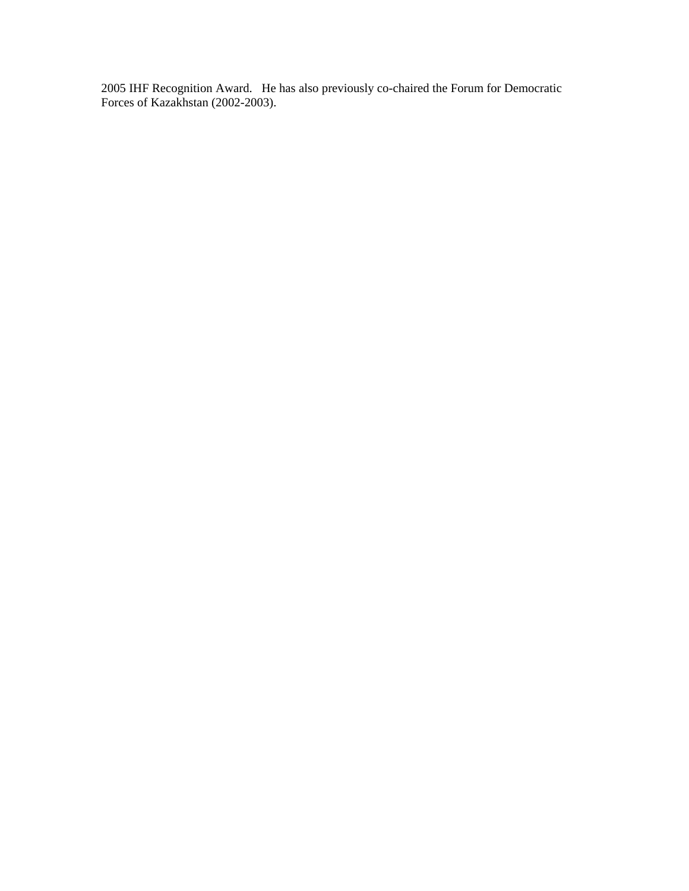2005 IHF Recognition Award. He has also previously co-chaired the Forum for Democratic Forces of Kazakhstan (2002-2003).